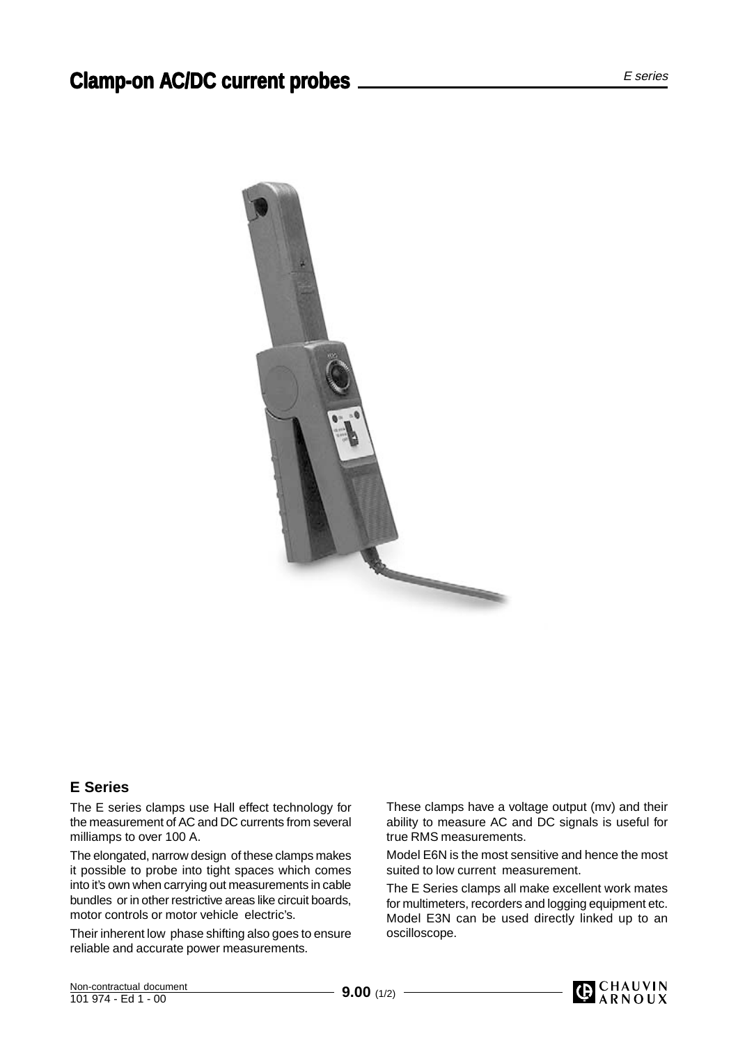# Clamp-on AC/DC current probes

*E series*

## E Series

The E series clamps use Hall effect technology for the measurement of AC and DC currents from several milliamps to over 100 A.

The elongated, narrow design of these clamps makes it possible to probe into tight spaces which comes into it's own when carrying out measurements in cable bundles or in other restrictive areas like circuit boards, motor controls or motor vehicle electric's.

Their inherent low phase shifting also goes to ensure reliable and accurate power measurements.

These clamps have a voltage output (mv) and their ability to measure AC and DC signals is useful for true RMS measurements.

Model E6N is the most sensitive and hence the most suited to low current measurement.

The E Series clamps all make excellent work mates for multimeters, recorders and logging equipment etc. Model E3N can be used directly linked up to an oscilloscope.

Non-contractual document
101 974 - Ed 1 - 00

**9.00** (1/2)

CHAUVIN ARNOUX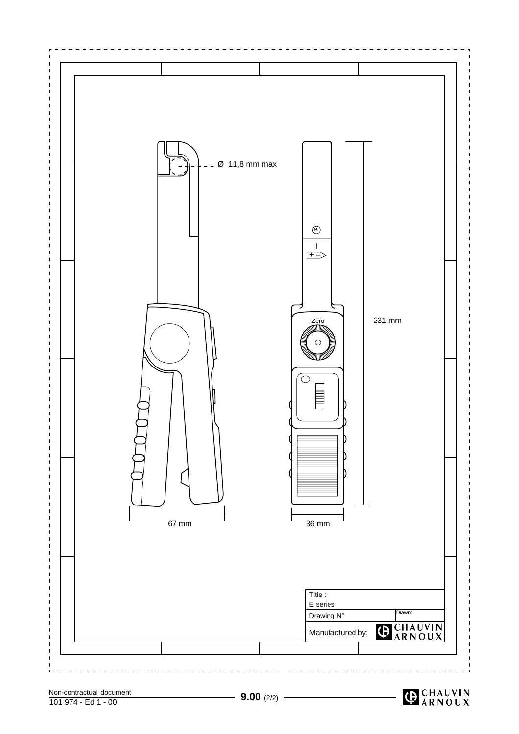Ø 11,8 mm max

Zero

231 mm

67 mm

36 mm

| Title : | |
|---|---|
| E series | |
| Drawing N° | Drawn: |
| Manufactured by: | CHAUVIN ARNOUX |

Non-contractual document
101 974 - Ed 1 - 00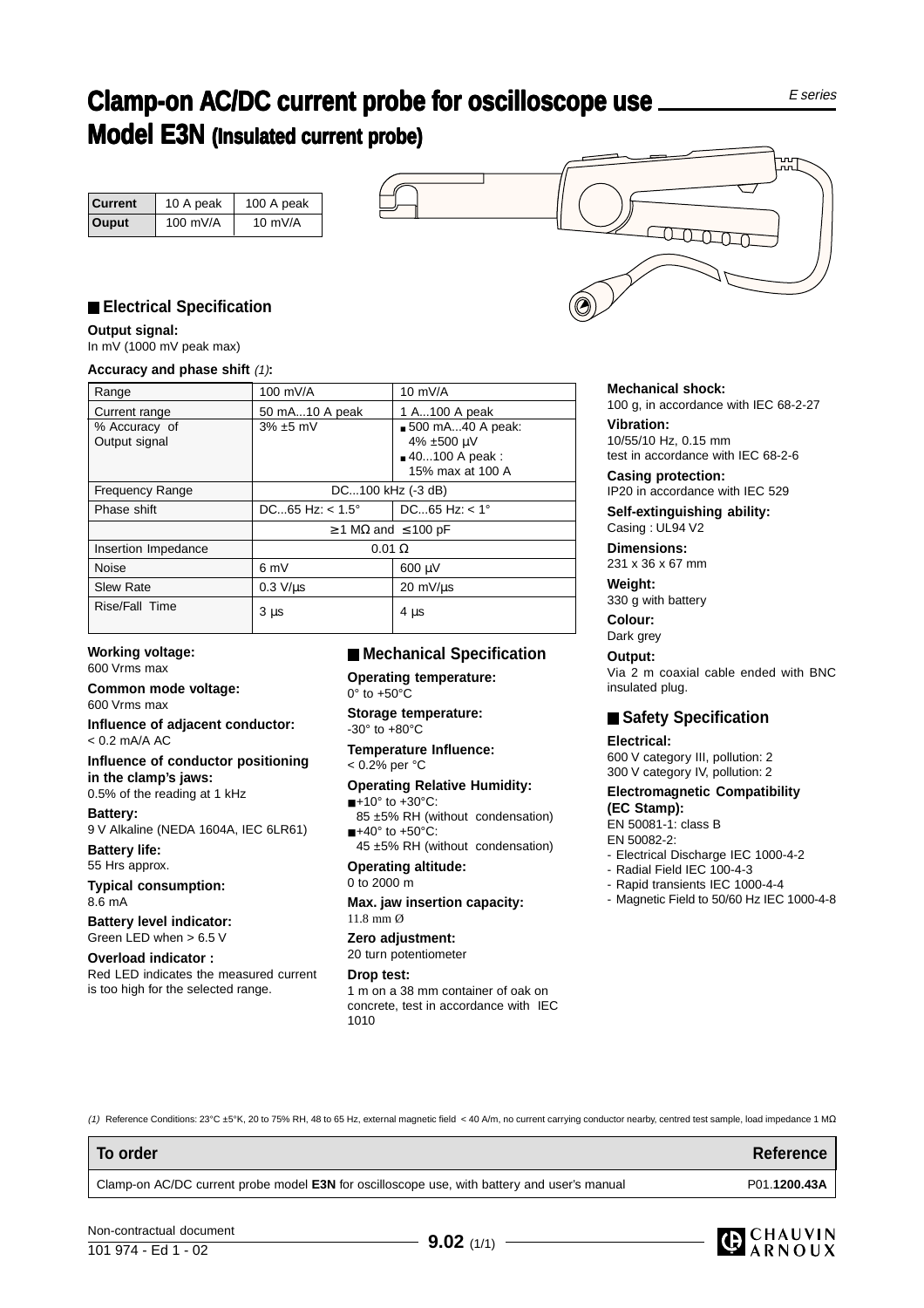# Clamp-on AC/DC current probe for oscilloscope use

*E series*

## Model E3N (Insulated current probe)

| Current | 10 A peak | 100 A peak |
|---|---|---|
| Ouput | 100 mV/A | 10 mV/A |

## Electrical Specification

**Output signal:**
In mV (1000 mV peak max)

**Accuracy and phase shift** *(1)***:**

| Range | 100 mV/A | 10 mV/A |
|---|---|---|
| Current range | 50 mA...10 A peak | 1 A...100 A peak |
| % Accuracy of Output signal | 3% ±5 mV | ■ 500 mA...40 A peak: 4% ±500 µV ■ 40...100 A peak : 15% max at 100 A |
| Frequency Range | DC...100 kHz (-3 dB) | |
| Phase shift | DC...65 Hz: < 1.5° | DC...65 Hz: < 1° |
| | ≥ 1 MΩ and ≤ 100 pF | |
| Insertion Impedance | 0.01 Ω | |
| Noise | 6 mV | 600 µV |
| Slew Rate | 0.3 V/µs | 20 mV/µs |
| Rise/Fall Time | 3 µs | 4 µs |

**Working voltage:**
600 Vrms max

**Common mode voltage:**
600 Vrms max

**Influence of adjacent conductor:**
< 0.2 mA/A AC

**Influence of conductor positioning in the clamp's jaws:**
0.5% of the reading at 1 kHz

**Battery:**
9 V Alkaline (NEDA 1604A, IEC 6LR61)

**Battery life:**
55 Hrs approx.

**Typical consumption:**
8.6 mA

**Battery level indicator:**
Green LED when > 6.5 V

**Overload indicator :**
Red LED indicates the measured current is too high for the selected range.

## Mechanical Specification

**Operating temperature:**
0° to +50°C

**Storage temperature:**
-30° to +80°C

**Temperature Influence:**
< 0.2% per °C

**Operating Relative Humidity:**
- +10° to +30°C: 85 ±5% RH (without condensation)
- +40° to +50°C: 45 ±5% RH (without condensation)

**Operating altitude:**
0 to 2000 m

**Max. jaw insertion capacity:**
11.8 mm Ø

**Zero adjustment:**
20 turn potentiometer

**Drop test:**
1 m on a 38 mm container of oak on concrete, test in accordance with IEC 1010

**Mechanical shock:**
100 g, in accordance with IEC 68-2-27

**Vibration:**
10/55/10 Hz, 0.15 mm
test in accordance with IEC 68-2-6

**Casing protection:**
IP20 in accordance with IEC 529

**Self-extinguishing ability:**
Casing : UL94 V2

**Dimensions:**
231 x 36 x 67 mm

**Weight:**
330 g with battery

**Colour:**
Dark grey

**Output:**
Via 2 m coaxial cable ended with BNC insulated plug.

## Safety Specification

**Electrical:**
600 V category III, pollution: 2
300 V category IV, pollution: 2

**Electromagnetic Compatibility (EC Stamp):**
EN 50081-1: class B
EN 50082-2:
- Electrical Discharge IEC 1000-4-2
- Radial Field IEC 100-4-3
- Rapid transients IEC 1000-4-4
- Magnetic Field to 50/60 Hz IEC 1000-4-8

*(1)* Reference Conditions: 23°C ±5°K, 20 to 75% RH, 48 to 65 Hz, external magnetic field < 40 A/m, no current carrying conductor nearby, centred test sample, load impedance 1 MΩ

| To order | Reference |
|---|---|
| Clamp-on AC/DC current probe model **E3N** for oscilloscope use, with battery and user's manual | P01.**1200.43A** |

Non-contractual document
101 974 - Ed 1 - 02

9.02 (1/1)

CHAUVIN ARNOUX